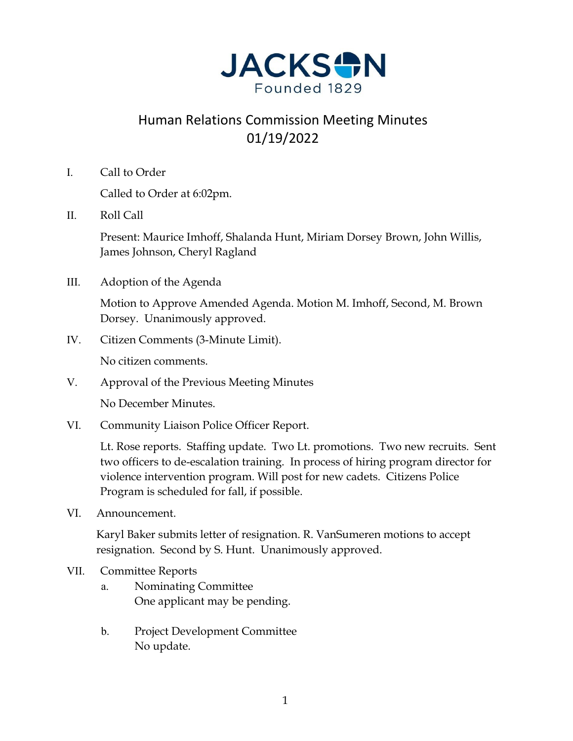# JACKSON

Founded 1829

## Human Relations Commission Meeting Minutes
## 01/19/2022

I. Call to Order

Called to Order at 6:02pm.

II. Roll Call

Present: Maurice Imhoff, Shalanda Hunt, Miriam Dorsey Brown, John Willis, James Johnson, Cheryl Ragland

III. Adoption of the Agenda

Motion to Approve Amended Agenda. Motion M. Imhoff, Second, M. Brown Dorsey. Unanimously approved.

IV. Citizen Comments (3-Minute Limit).

No citizen comments.

V. Approval of the Previous Meeting Minutes

No December Minutes.

VI. Community Liaison Police Officer Report.

Lt. Rose reports. Staffing update. Two Lt. promotions. Two new recruits. Sent two officers to de-escalation training. In process of hiring program director for violence intervention program. Will post for new cadets. Citizens Police Program is scheduled for fall, if possible.

VI. Announcement.

Karyl Baker submits letter of resignation. R. VanSumeren motions to accept resignation. Second by S. Hunt. Unanimously approved.

VII. Committee Reports

a. Nominating Committee
One applicant may be pending.

b. Project Development Committee
No update.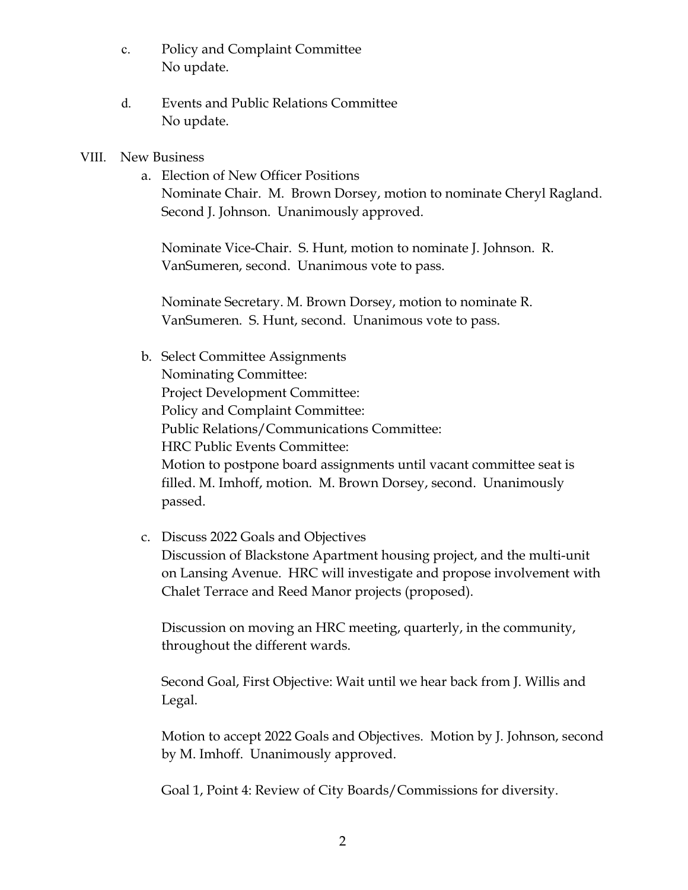c. Policy and Complaint Committee
   No update.

d. Events and Public Relations Committee
   No update.

VIII. New Business

a. Election of New Officer Positions
   Nominate Chair. M. Brown Dorsey, motion to nominate Cheryl Ragland. Second J. Johnson. Unanimously approved.

   Nominate Vice-Chair. S. Hunt, motion to nominate J. Johnson. R. VanSumeren, second. Unanimous vote to pass.

   Nominate Secretary. M. Brown Dorsey, motion to nominate R. VanSumeren. S. Hunt, second. Unanimous vote to pass.

b. Select Committee Assignments
   Nominating Committee:
   Project Development Committee:
   Policy and Complaint Committee:
   Public Relations/Communications Committee:
   HRC Public Events Committee:
   Motion to postpone board assignments until vacant committee seat is filled. M. Imhoff, motion. M. Brown Dorsey, second. Unanimously passed.

c. Discuss 2022 Goals and Objectives
   Discussion of Blackstone Apartment housing project, and the multi-unit on Lansing Avenue. HRC will investigate and propose involvement with Chalet Terrace and Reed Manor projects (proposed).

   Discussion on moving an HRC meeting, quarterly, in the community, throughout the different wards.

   Second Goal, First Objective: Wait until we hear back from J. Willis and Legal.

   Motion to accept 2022 Goals and Objectives. Motion by J. Johnson, second by M. Imhoff. Unanimously approved.

   Goal 1, Point 4: Review of City Boards/Commissions for diversity.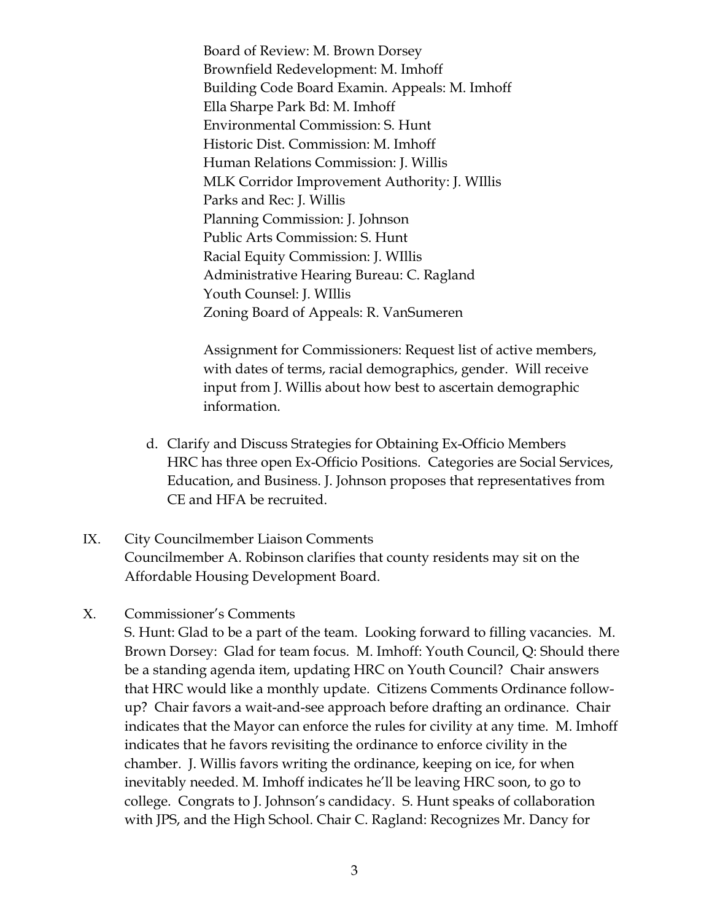Board of Review: M. Brown Dorsey
Brownfield Redevelopment: M. Imhoff
Building Code Board Examin. Appeals: M. Imhoff
Ella Sharpe Park Bd: M. Imhoff
Environmental Commission: S. Hunt
Historic Dist. Commission: M. Imhoff
Human Relations Commission: J. Willis
MLK Corridor Improvement Authority: J. WIllis
Parks and Rec: J. Willis
Planning Commission: J. Johnson
Public Arts Commission: S. Hunt
Racial Equity Commission: J. WIllis
Administrative Hearing Bureau: C. Ragland
Youth Counsel: J. WIllis
Zoning Board of Appeals: R. VanSumeren

Assignment for Commissioners: Request list of active members, with dates of terms, racial demographics, gender. Will receive input from J. Willis about how best to ascertain demographic information.

d. Clarify and Discuss Strategies for Obtaining Ex-Officio Members
   HRC has three open Ex-Officio Positions. Categories are Social Services, Education, and Business. J. Johnson proposes that representatives from CE and HFA be recruited.

IX. City Councilmember Liaison Comments
Councilmember A. Robinson clarifies that county residents may sit on the Affordable Housing Development Board.

X. Commissioner's Comments
S. Hunt: Glad to be a part of the team. Looking forward to filling vacancies. M. Brown Dorsey: Glad for team focus. M. Imhoff: Youth Council, Q: Should there be a standing agenda item, updating HRC on Youth Council? Chair answers that HRC would like a monthly update. Citizens Comments Ordinance follow-up? Chair favors a wait-and-see approach before drafting an ordinance. Chair indicates that the Mayor can enforce the rules for civility at any time. M. Imhoff indicates that he favors revisiting the ordinance to enforce civility in the chamber. J. Willis favors writing the ordinance, keeping on ice, for when inevitably needed. M. Imhoff indicates he'll be leaving HRC soon, to go to college. Congrats to J. Johnson's candidacy. S. Hunt speaks of collaboration with JPS, and the High School. Chair C. Ragland: Recognizes Mr. Dancy for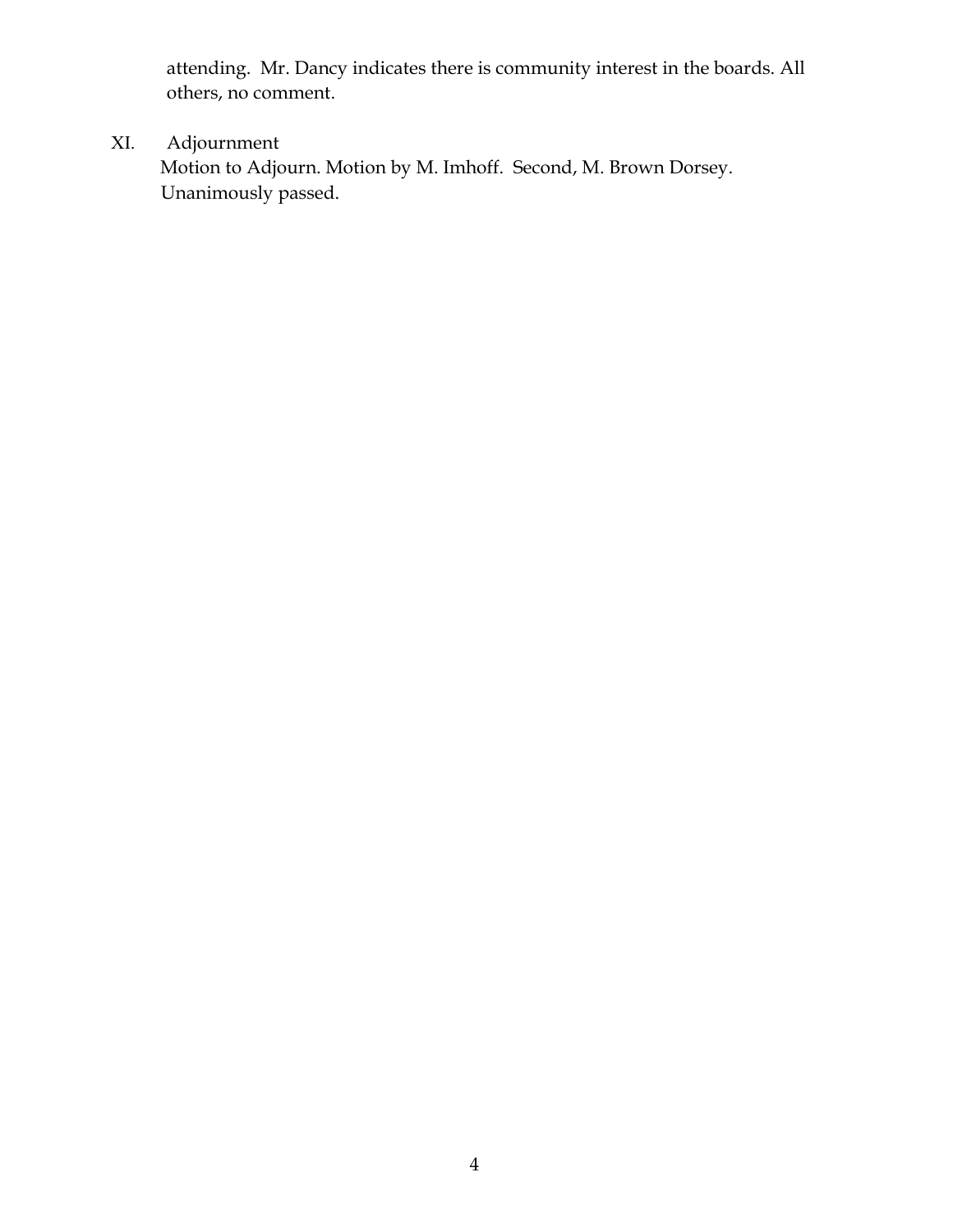attending. Mr. Dancy indicates there is community interest in the boards. All others, no comment.

XI. Adjournment

Motion to Adjourn. Motion by M. Imhoff. Second, M. Brown Dorsey. Unanimously passed.